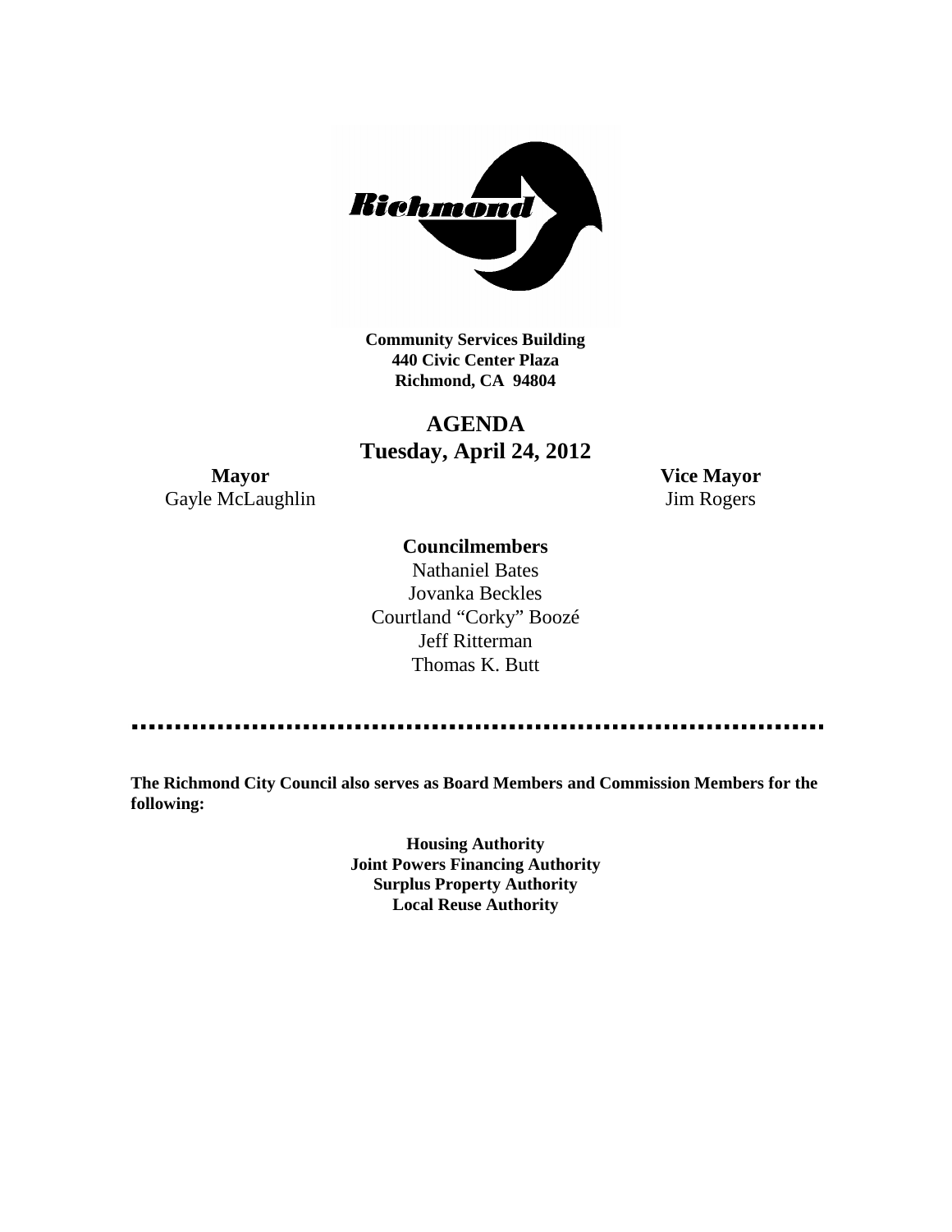**Community Services Building**
**440 Civic Center Plaza**
**Richmond, CA 94804**

# AGENDA
## Tuesday, April 24, 2012

**Mayor**
Gayle McLaughlin

**Vice Mayor**
Jim Rogers

**Councilmembers**

Nathaniel Bates
Jovanka Beckles
Courtland "Corky" Boozé
Jeff Ritterman
Thomas K. Butt

---

**The Richmond City Council also serves as Board Members and Commission Members for the following:**

**Housing Authority**
**Joint Powers Financing Authority**
**Surplus Property Authority**
**Local Reuse Authority**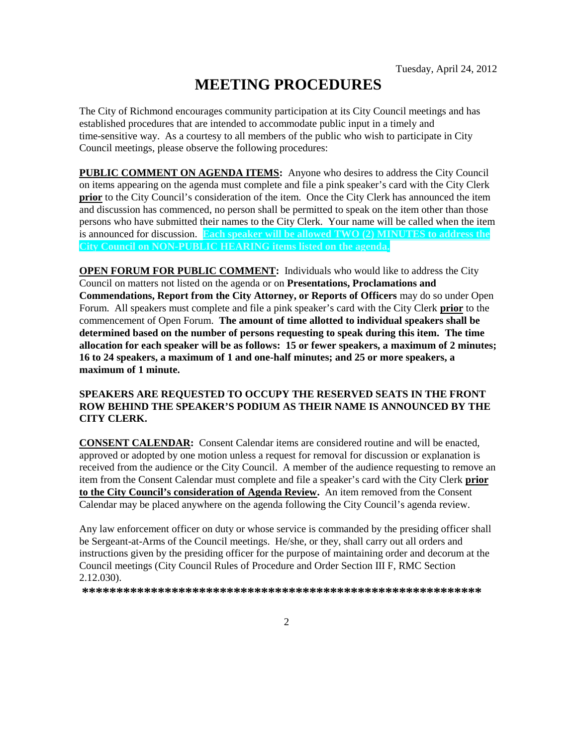Tuesday, April 24, 2012

# MEETING PROCEDURES

The City of Richmond encourages community participation at its City Council meetings and has established procedures that are intended to accommodate public input in a timely and time-sensitive way. As a courtesy to all members of the public who wish to participate in City Council meetings, please observe the following procedures:

**PUBLIC COMMENT ON AGENDA ITEMS:** Anyone who desires to address the City Council on items appearing on the agenda must complete and file a pink speaker's card with the City Clerk **prior** to the City Council's consideration of the item. Once the City Clerk has announced the item and discussion has commenced, no person shall be permitted to speak on the item other than those persons who have submitted their names to the City Clerk. Your name will be called when the item is announced for discussion. **Each speaker will be allowed TWO (2) MINUTES to address the City Council on NON-PUBLIC HEARING items listed on the agenda.**

**OPEN FORUM FOR PUBLIC COMMENT:** Individuals who would like to address the City Council on matters not listed on the agenda or on **Presentations, Proclamations and Commendations, Report from the City Attorney, or Reports of Officers** may do so under Open Forum. All speakers must complete and file a pink speaker's card with the City Clerk **prior** to the commencement of Open Forum. **The amount of time allotted to individual speakers shall be determined based on the number of persons requesting to speak during this item. The time allocation for each speaker will be as follows: 15 or fewer speakers, a maximum of 2 minutes; 16 to 24 speakers, a maximum of 1 and one-half minutes; and 25 or more speakers, a maximum of 1 minute.**

**SPEAKERS ARE REQUESTED TO OCCUPY THE RESERVED SEATS IN THE FRONT ROW BEHIND THE SPEAKER'S PODIUM AS THEIR NAME IS ANNOUNCED BY THE CITY CLERK.**

**CONSENT CALENDAR:** Consent Calendar items are considered routine and will be enacted, approved or adopted by one motion unless a request for removal for discussion or explanation is received from the audience or the City Council. A member of the audience requesting to remove an item from the Consent Calendar must complete and file a speaker's card with the City Clerk **prior to the City Council's consideration of Agenda Review.** An item removed from the Consent Calendar may be placed anywhere on the agenda following the City Council's agenda review.

Any law enforcement officer on duty or whose service is commanded by the presiding officer shall be Sergeant-at-Arms of the Council meetings. He/she, or they, shall carry out all orders and instructions given by the presiding officer for the purpose of maintaining order and decorum at the Council meetings (City Council Rules of Procedure and Order Section III F, RMC Section 2.12.030).

**\*\*\*\*\*\*\*\*\*\*\*\*\*\*\*\*\*\*\*\*\*\*\*\*\*\*\*\*\*\*\*\*\*\*\*\*\*\*\*\*\*\*\*\*\*\*\*\*\*\*\*\*\*\*\*\*\*\*\*\***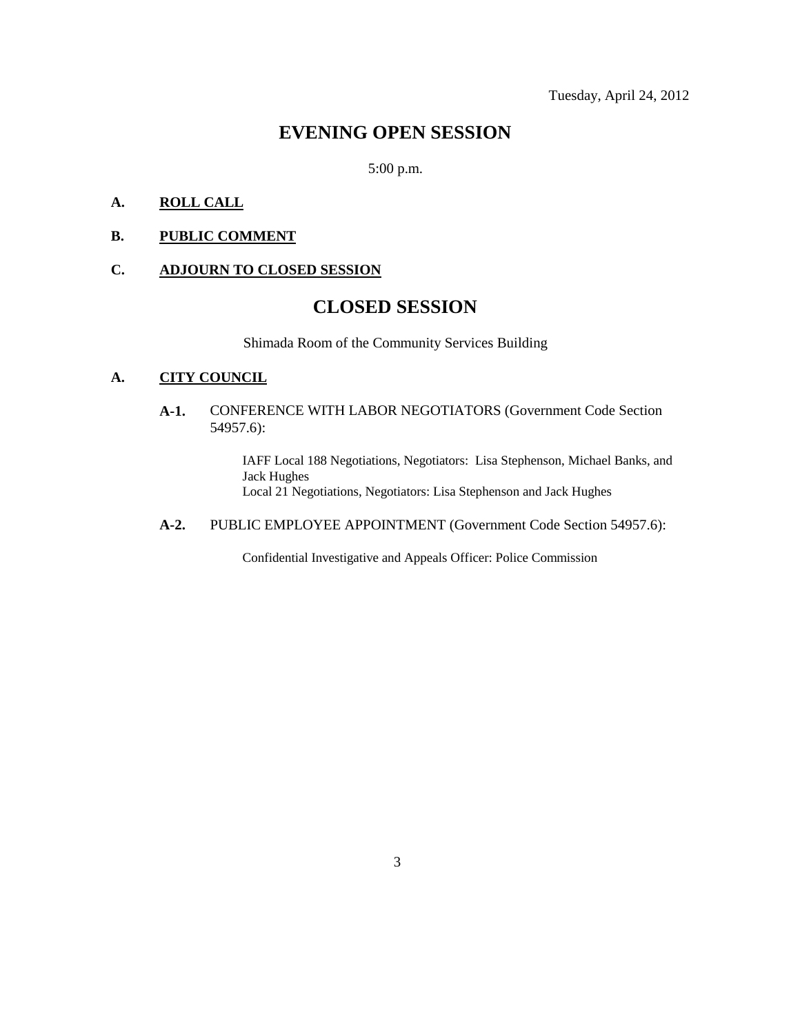Tuesday, April 24, 2012

# EVENING OPEN SESSION

5:00 p.m.

**A. ROLL CALL**

**B. PUBLIC COMMENT**

**C. ADJOURN TO CLOSED SESSION**

# CLOSED SESSION

Shimada Room of the Community Services Building

**A. CITY COUNCIL**

**A-1.** CONFERENCE WITH LABOR NEGOTIATORS (Government Code Section 54957.6):

IAFF Local 188 Negotiations, Negotiators: Lisa Stephenson, Michael Banks, and Jack Hughes
Local 21 Negotiations, Negotiators: Lisa Stephenson and Jack Hughes

**A-2.** PUBLIC EMPLOYEE APPOINTMENT (Government Code Section 54957.6):

Confidential Investigative and Appeals Officer: Police Commission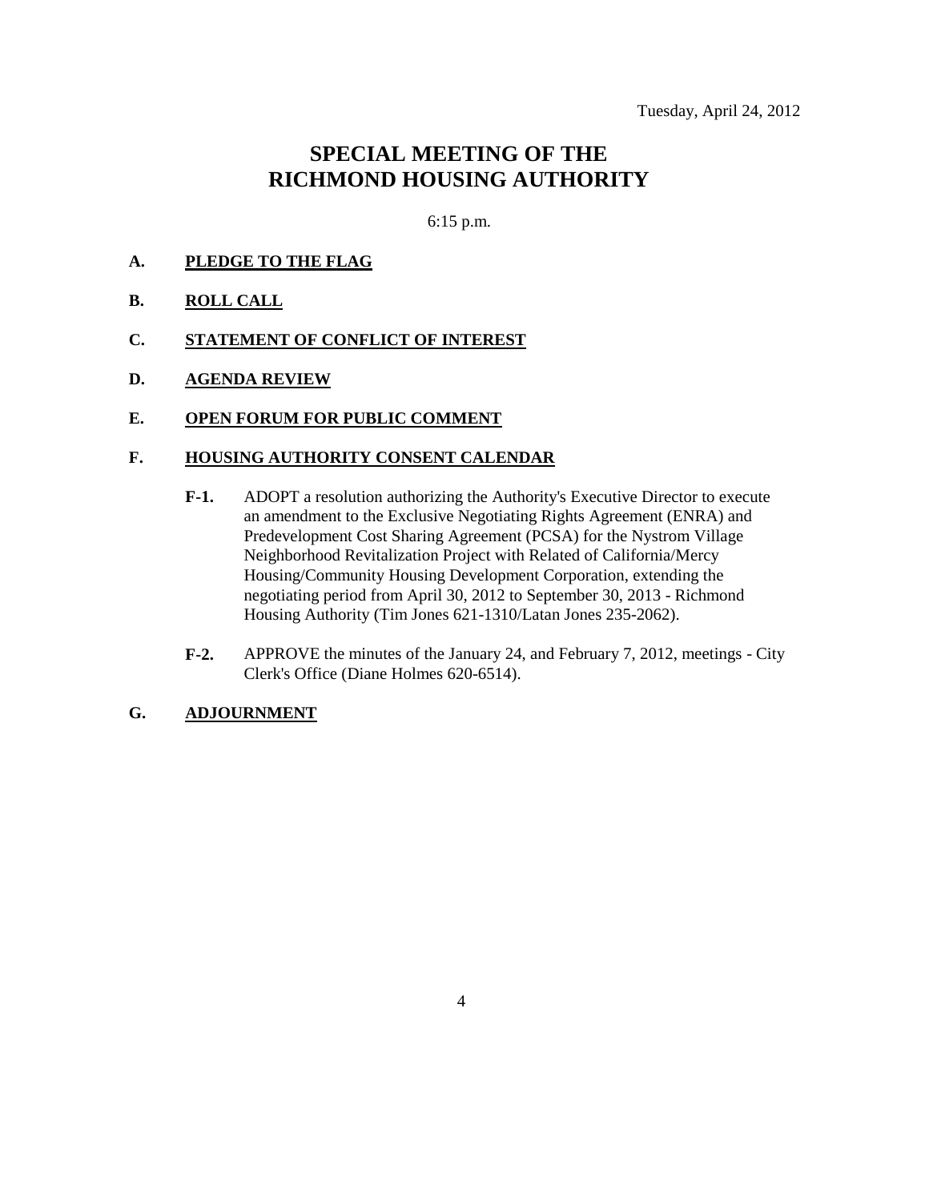Tuesday, April 24, 2012

# SPECIAL MEETING OF THE RICHMOND HOUSING AUTHORITY

6:15 p.m.

**A. PLEDGE TO THE FLAG**

**B. ROLL CALL**

**C. STATEMENT OF CONFLICT OF INTEREST**

**D. AGENDA REVIEW**

**E. OPEN FORUM FOR PUBLIC COMMENT**

**F. HOUSING AUTHORITY CONSENT CALENDAR**

**F-1.** ADOPT a resolution authorizing the Authority's Executive Director to execute an amendment to the Exclusive Negotiating Rights Agreement (ENRA) and Predevelopment Cost Sharing Agreement (PCSA) for the Nystrom Village Neighborhood Revitalization Project with Related of California/Mercy Housing/Community Housing Development Corporation, extending the negotiating period from April 30, 2012 to September 30, 2013 - Richmond Housing Authority (Tim Jones 621-1310/Latan Jones 235-2062).

**F-2.** APPROVE the minutes of the January 24, and February 7, 2012, meetings - City Clerk's Office (Diane Holmes 620-6514).

**G. ADJOURNMENT**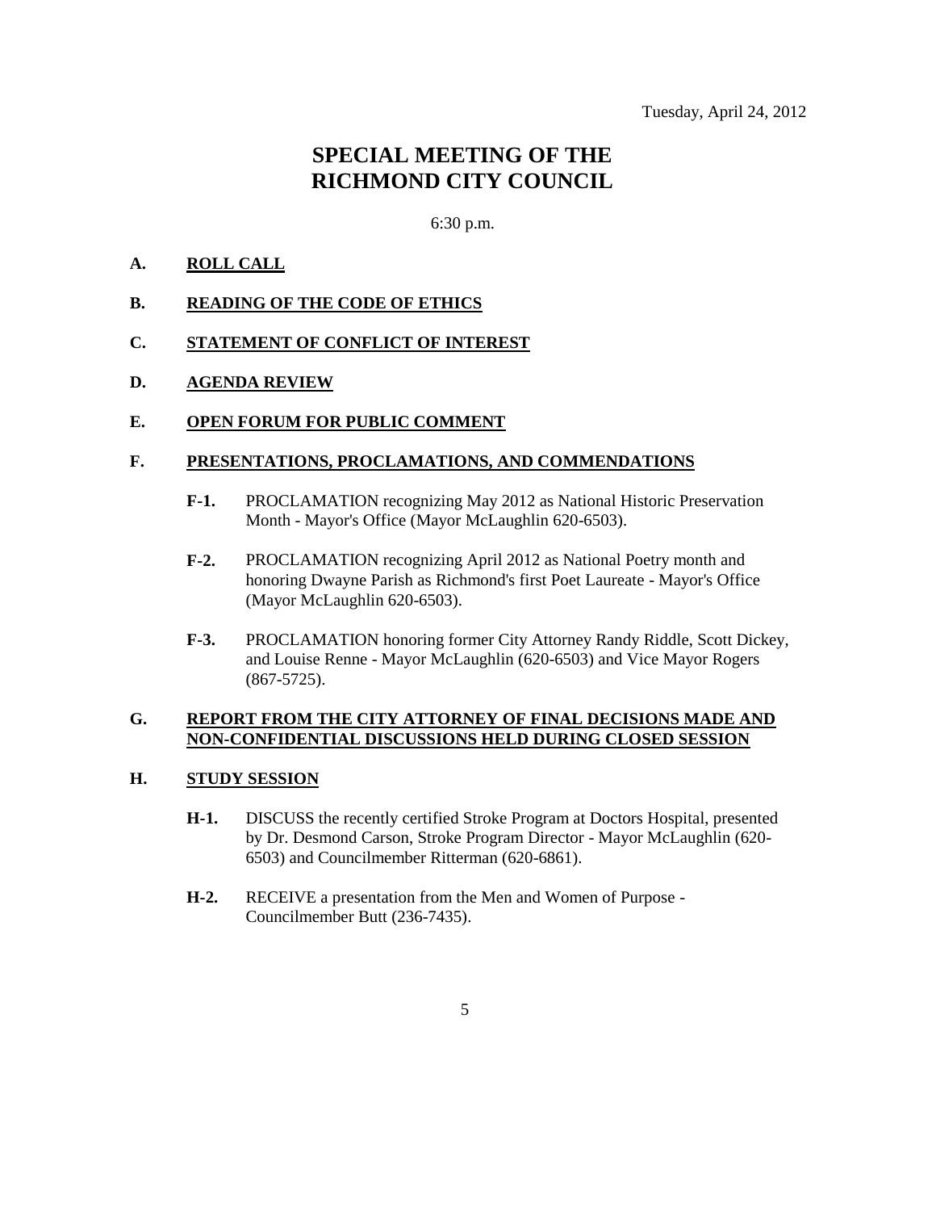Tuesday, April 24, 2012

# SPECIAL MEETING OF THE RICHMOND CITY COUNCIL

6:30 p.m.

**A. ROLL CALL**

**B. READING OF THE CODE OF ETHICS**

**C. STATEMENT OF CONFLICT OF INTEREST**

**D. AGENDA REVIEW**

**E. OPEN FORUM FOR PUBLIC COMMENT**

**F. PRESENTATIONS, PROCLAMATIONS, AND COMMENDATIONS**

**F-1.** PROCLAMATION recognizing May 2012 as National Historic Preservation Month - Mayor's Office (Mayor McLaughlin 620-6503).

**F-2.** PROCLAMATION recognizing April 2012 as National Poetry month and honoring Dwayne Parish as Richmond's first Poet Laureate - Mayor's Office (Mayor McLaughlin 620-6503).

**F-3.** PROCLAMATION honoring former City Attorney Randy Riddle, Scott Dickey, and Louise Renne - Mayor McLaughlin (620-6503) and Vice Mayor Rogers (867-5725).

**G. REPORT FROM THE CITY ATTORNEY OF FINAL DECISIONS MADE AND NON-CONFIDENTIAL DISCUSSIONS HELD DURING CLOSED SESSION**

**H. STUDY SESSION**

**H-1.** DISCUSS the recently certified Stroke Program at Doctors Hospital, presented by Dr. Desmond Carson, Stroke Program Director - Mayor McLaughlin (620-6503) and Councilmember Ritterman (620-6861).

**H-2.** RECEIVE a presentation from the Men and Women of Purpose - Councilmember Butt (236-7435).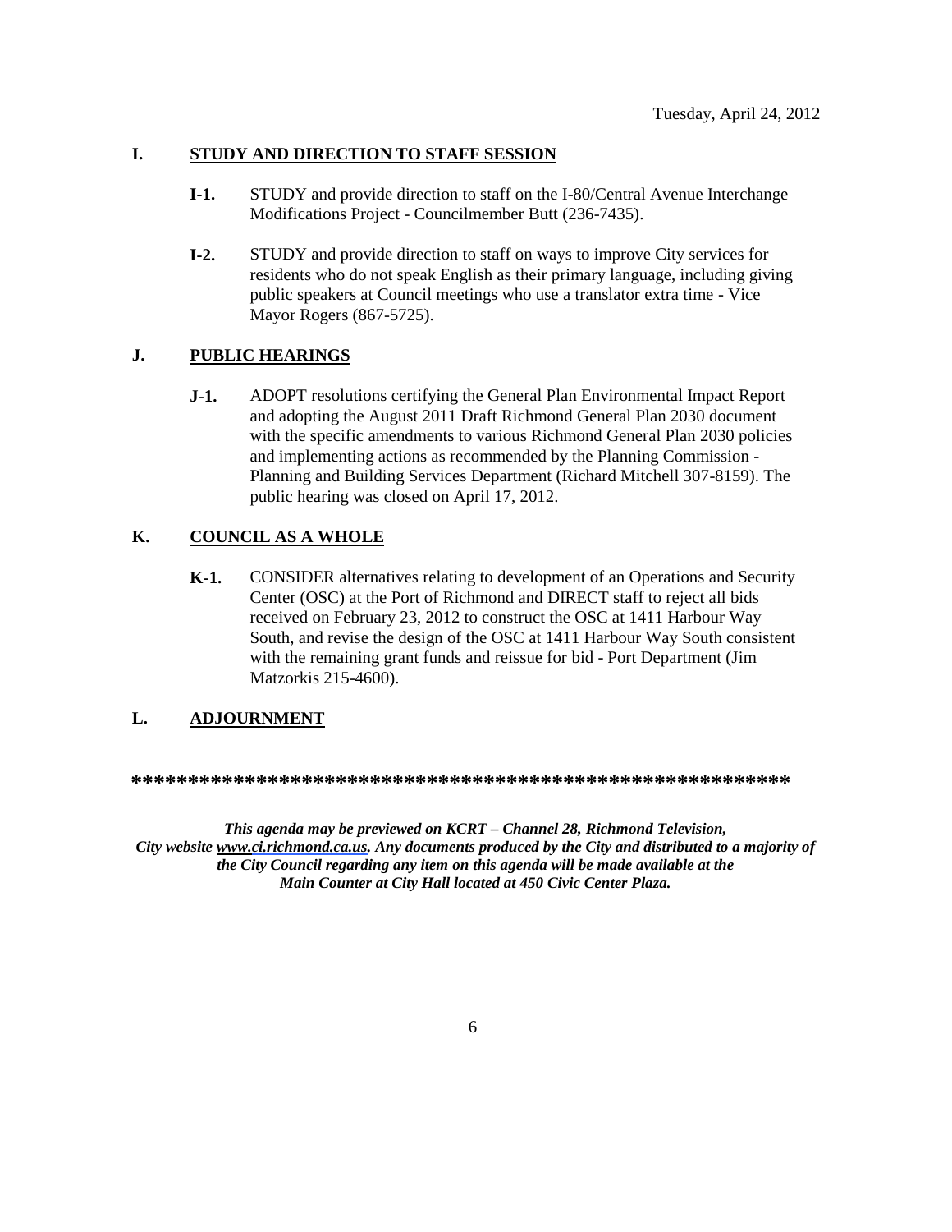Tuesday, April 24, 2012

## I. STUDY AND DIRECTION TO STAFF SESSION

**I-1.** STUDY and provide direction to staff on the I-80/Central Avenue Interchange Modifications Project - Councilmember Butt (236-7435).

**I-2.** STUDY and provide direction to staff on ways to improve City services for residents who do not speak English as their primary language, including giving public speakers at Council meetings who use a translator extra time - Vice Mayor Rogers (867-5725).

## J. PUBLIC HEARINGS

**J-1.** ADOPT resolutions certifying the General Plan Environmental Impact Report and adopting the August 2011 Draft Richmond General Plan 2030 document with the specific amendments to various Richmond General Plan 2030 policies and implementing actions as recommended by the Planning Commission - Planning and Building Services Department (Richard Mitchell 307-8159). The public hearing was closed on April 17, 2012.

## K. COUNCIL AS A WHOLE

**K-1.** CONSIDER alternatives relating to development of an Operations and Security Center (OSC) at the Port of Richmond and DIRECT staff to reject all bids received on February 23, 2012 to construct the OSC at 1411 Harbour Way South, and revise the design of the OSC at 1411 Harbour Way South consistent with the remaining grant funds and reissue for bid - Port Department (Jim Matzorkis 215-4600).

## L. ADJOURNMENT

**************************************************************

***This agenda may be previewed on KCRT – Channel 28, Richmond Television, City website www.ci.richmond.ca.us. Any documents produced by the City and distributed to a majority of the City Council regarding any item on this agenda will be made available at the Main Counter at City Hall located at 450 Civic Center Plaza.***